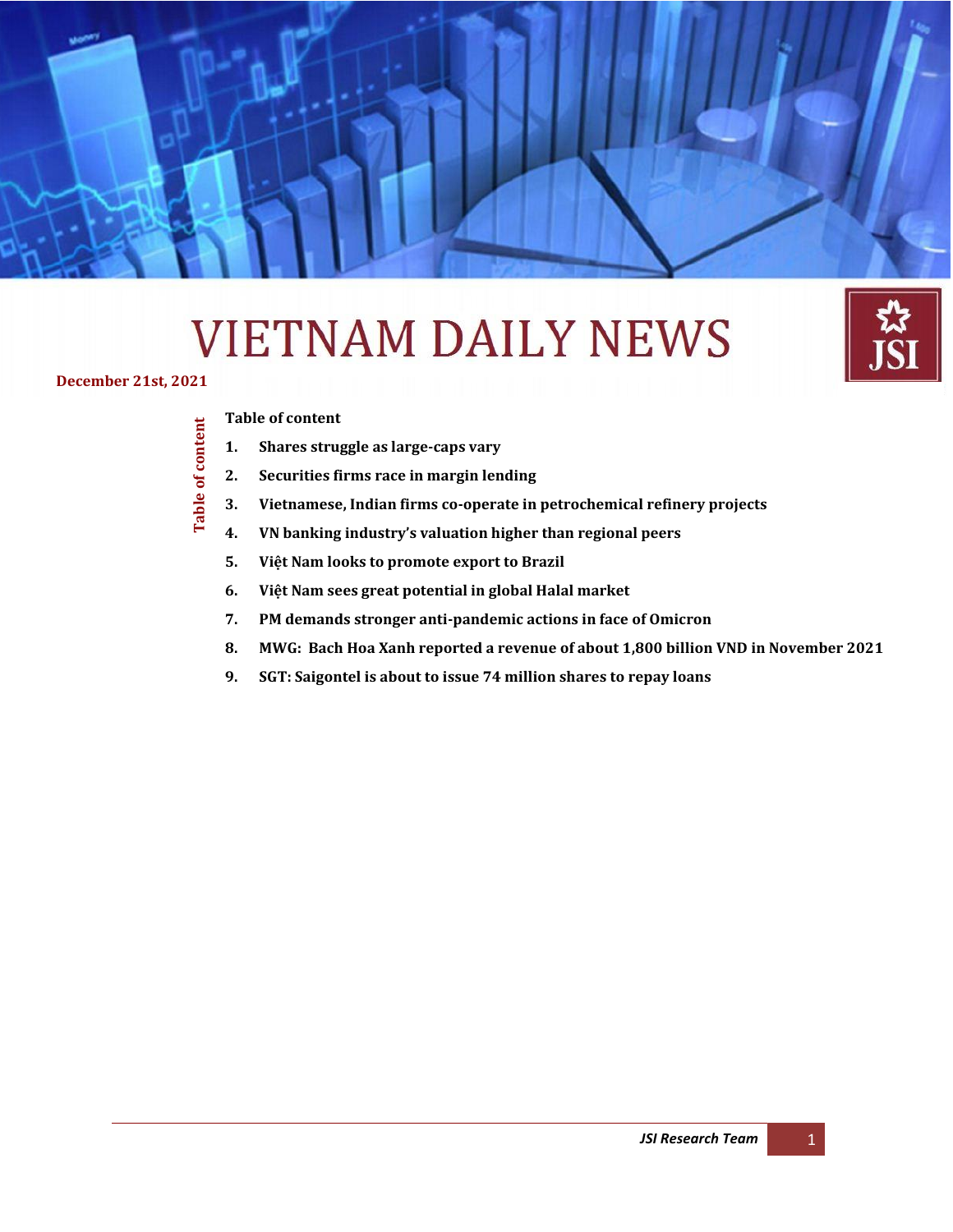# VIETNAM DAILY NEWS

**December 21st, 2021**

**Table of content**

1. **Shares struggle as large-caps vary**
2. **Securities firms race in margin lending**
3. **Vietnamese, Indian firms co-operate in petrochemical refinery projects**
4. **VN banking industry's valuation higher than regional peers**
5. **Việt Nam looks to promote export to Brazil**
6. **Việt Nam sees great potential in global Halal market**
7. **PM demands stronger anti-pandemic actions in face of Omicron**
8. **MWG: Bach Hoa Xanh reported a revenue of about 1,800 billion VND in November 2021**
9. **SGT: Saigontel is about to issue 74 million shares to repay loans**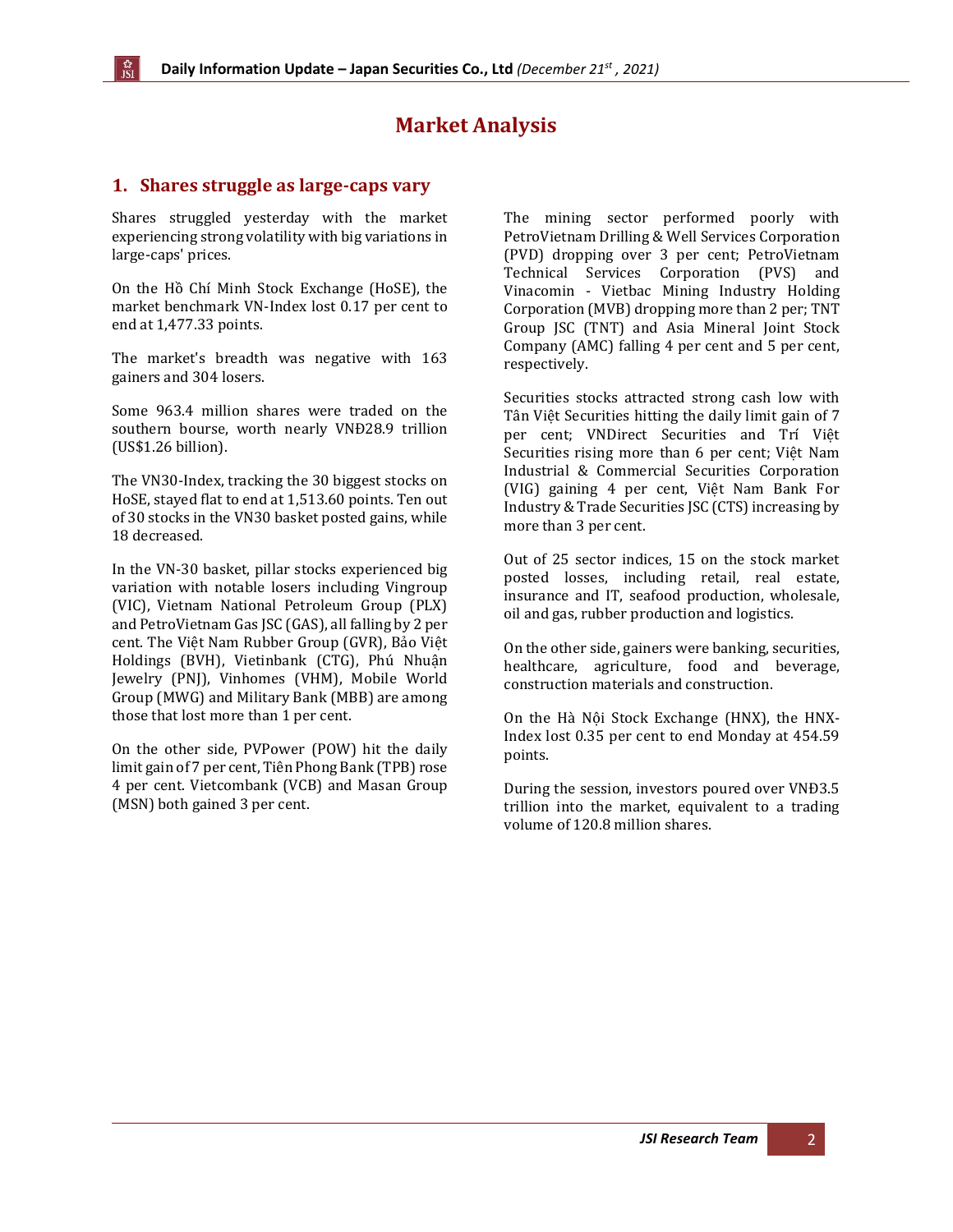# Market Analysis

## 1. Shares struggle as large-caps vary

Shares struggled yesterday with the market experiencing strong volatility with big variations in large-caps' prices.

On the Hồ Chí Minh Stock Exchange (HoSE), the market benchmark VN-Index lost 0.17 per cent to end at 1,477.33 points.

The market's breadth was negative with 163 gainers and 304 losers.

Some 963.4 million shares were traded on the southern bourse, worth nearly VNĐ28.9 trillion (US$1.26 billion).

The VN30-Index, tracking the 30 biggest stocks on HoSE, stayed flat to end at 1,513.60 points. Ten out of 30 stocks in the VN30 basket posted gains, while 18 decreased.

In the VN-30 basket, pillar stocks experienced big variation with notable losers including Vingroup (VIC), Vietnam National Petroleum Group (PLX) and PetroVietnam Gas JSC (GAS), all falling by 2 per cent. The Việt Nam Rubber Group (GVR), Bảo Việt Holdings (BVH), Vietinbank (CTG), Phú Nhuận Jewelry (PNJ), Vinhomes (VHM), Mobile World Group (MWG) and Military Bank (MBB) are among those that lost more than 1 per cent.

On the other side, PVPower (POW) hit the daily limit gain of 7 per cent, Tiên Phong Bank (TPB) rose 4 per cent. Vietcombank (VCB) and Masan Group (MSN) both gained 3 per cent.

The mining sector performed poorly with PetroVietnam Drilling & Well Services Corporation (PVD) dropping over 3 per cent; PetroVietnam Technical Services Corporation (PVS) and Vinacomin - Vietbac Mining Industry Holding Corporation (MVB) dropping more than 2 per; TNT Group JSC (TNT) and Asia Mineral Joint Stock Company (AMC) falling 4 per cent and 5 per cent, respectively.

Securities stocks attracted strong cash low with Tân Việt Securities hitting the daily limit gain of 7 per cent; VNDirect Securities and Trí Việt Securities rising more than 6 per cent; Việt Nam Industrial & Commercial Securities Corporation (VIG) gaining 4 per cent, Việt Nam Bank For Industry & Trade Securities JSC (CTS) increasing by more than 3 per cent.

Out of 25 sector indices, 15 on the stock market posted losses, including retail, real estate, insurance and IT, seafood production, wholesale, oil and gas, rubber production and logistics.

On the other side, gainers were banking, securities, healthcare, agriculture, food and beverage, construction materials and construction.

On the Hà Nội Stock Exchange (HNX), the HNX-Index lost 0.35 per cent to end Monday at 454.59 points.

During the session, investors poured over VNĐ3.5 trillion into the market, equivalent to a trading volume of 120.8 million shares.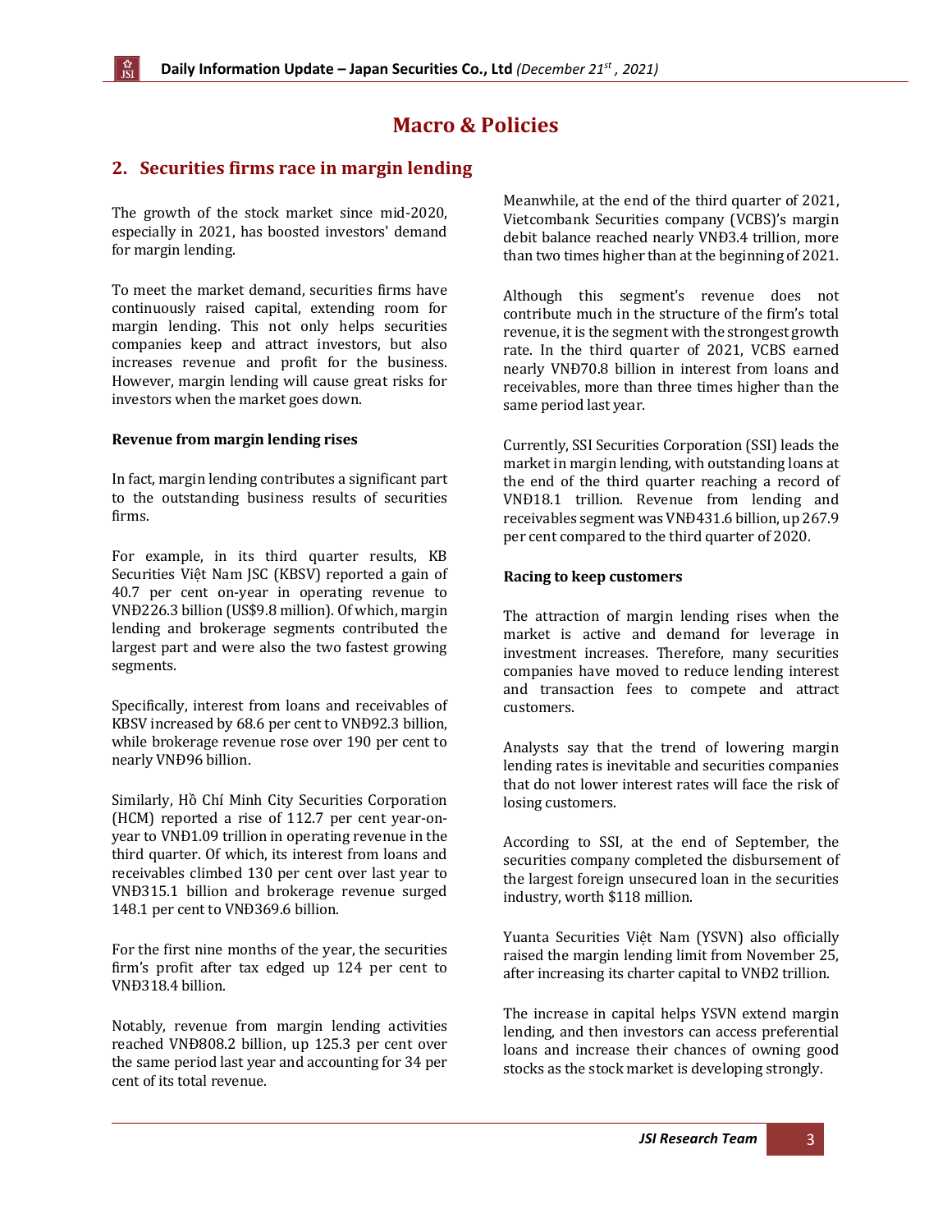# Macro & Policies

## 2. Securities firms race in margin lending

The growth of the stock market since mid-2020, especially in 2021, has boosted investors' demand for margin lending.

To meet the market demand, securities firms have continuously raised capital, extending room for margin lending. This not only helps securities companies keep and attract investors, but also increases revenue and profit for the business. However, margin lending will cause great risks for investors when the market goes down.

**Revenue from margin lending rises**

In fact, margin lending contributes a significant part to the outstanding business results of securities firms.

For example, in its third quarter results, KB Securities Việt Nam JSC (KBSV) reported a gain of 40.7 per cent on-year in operating revenue to VNĐ226.3 billion (US$9.8 million). Of which, margin lending and brokerage segments contributed the largest part and were also the two fastest growing segments.

Specifically, interest from loans and receivables of KBSV increased by 68.6 per cent to VNĐ92.3 billion, while brokerage revenue rose over 190 per cent to nearly VNĐ96 billion.

Similarly, Hồ Chí Minh City Securities Corporation (HCM) reported a rise of 112.7 per cent year-on-year to VNĐ1.09 trillion in operating revenue in the third quarter. Of which, its interest from loans and receivables climbed 130 per cent over last year to VNĐ315.1 billion and brokerage revenue surged 148.1 per cent to VNĐ369.6 billion.

For the first nine months of the year, the securities firm's profit after tax edged up 124 per cent to VNĐ318.4 billion.

Notably, revenue from margin lending activities reached VNĐ808.2 billion, up 125.3 per cent over the same period last year and accounting for 34 per cent of its total revenue.

Meanwhile, at the end of the third quarter of 2021, Vietcombank Securities company (VCBS)'s margin debit balance reached nearly VNĐ3.4 trillion, more than two times higher than at the beginning of 2021.

Although this segment's revenue does not contribute much in the structure of the firm's total revenue, it is the segment with the strongest growth rate. In the third quarter of 2021, VCBS earned nearly VNĐ70.8 billion in interest from loans and receivables, more than three times higher than the same period last year.

Currently, SSI Securities Corporation (SSI) leads the market in margin lending, with outstanding loans at the end of the third quarter reaching a record of VNĐ18.1 trillion. Revenue from lending and receivables segment was VNĐ431.6 billion, up 267.9 per cent compared to the third quarter of 2020.

**Racing to keep customers**

The attraction of margin lending rises when the market is active and demand for leverage in investment increases. Therefore, many securities companies have moved to reduce lending interest and transaction fees to compete and attract customers.

Analysts say that the trend of lowering margin lending rates is inevitable and securities companies that do not lower interest rates will face the risk of losing customers.

According to SSI, at the end of September, the securities company completed the disbursement of the largest foreign unsecured loan in the securities industry, worth $118 million.

Yuanta Securities Việt Nam (YSVN) also officially raised the margin lending limit from November 25, after increasing its charter capital to VNĐ2 trillion.

The increase in capital helps YSVN extend margin lending, and then investors can access preferential loans and increase their chances of owning good stocks as the stock market is developing strongly.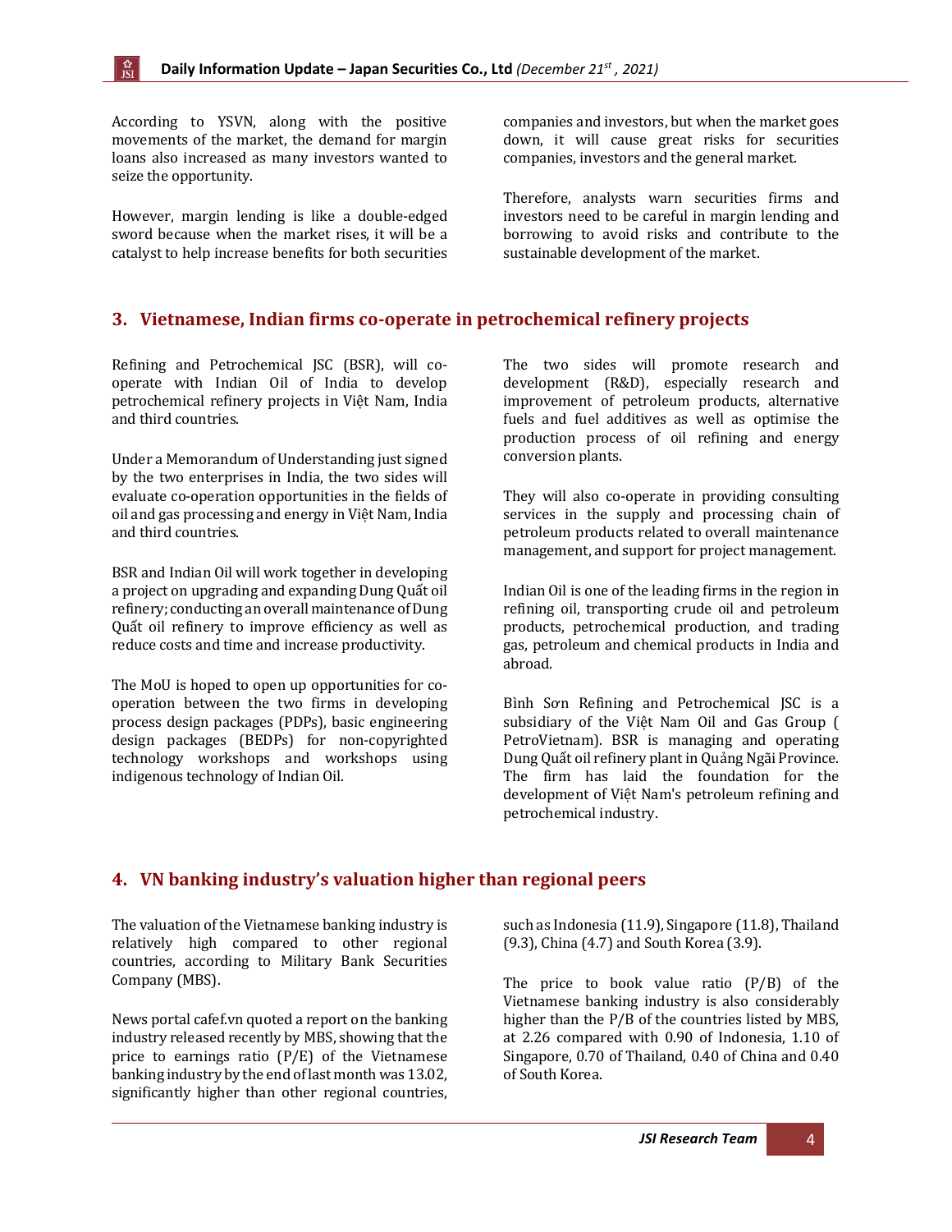According to YSVN, along with the positive movements of the market, the demand for margin loans also increased as many investors wanted to seize the opportunity.

However, margin lending is like a double-edged sword because when the market rises, it will be a catalyst to help increase benefits for both securities companies and investors, but when the market goes down, it will cause great risks for securities companies, investors and the general market.

Therefore, analysts warn securities firms and investors need to be careful in margin lending and borrowing to avoid risks and contribute to the sustainable development of the market.

## 3. Vietnamese, Indian firms co-operate in petrochemical refinery projects

Refining and Petrochemical JSC (BSR), will co-operate with Indian Oil of India to develop petrochemical refinery projects in Việt Nam, India and third countries.

Under a Memorandum of Understanding just signed by the two enterprises in India, the two sides will evaluate co-operation opportunities in the fields of oil and gas processing and energy in Việt Nam, India and third countries.

BSR and Indian Oil will work together in developing a project on upgrading and expanding Dung Quất oil refinery; conducting an overall maintenance of Dung Quất oil refinery to improve efficiency as well as reduce costs and time and increase productivity.

The MoU is hoped to open up opportunities for co-operation between the two firms in developing process design packages (PDPs), basic engineering design packages (BEDPs) for non-copyrighted technology workshops and workshops using indigenous technology of Indian Oil.

The two sides will promote research and development (R&D), especially research and improvement of petroleum products, alternative fuels and fuel additives as well as optimise the production process of oil refining and energy conversion plants.

They will also co-operate in providing consulting services in the supply and processing chain of petroleum products related to overall maintenance management, and support for project management.

Indian Oil is one of the leading firms in the region in refining oil, transporting crude oil and petroleum products, petrochemical production, and trading gas, petroleum and chemical products in India and abroad.

Bình Sơn Refining and Petrochemical JSC is a subsidiary of the Việt Nam Oil and Gas Group ( PetroVietnam). BSR is managing and operating Dung Quất oil refinery plant in Quảng Ngãi Province. The firm has laid the foundation for the development of Việt Nam's petroleum refining and petrochemical industry.

## 4. VN banking industry's valuation higher than regional peers

The valuation of the Vietnamese banking industry is relatively high compared to other regional countries, according to Military Bank Securities Company (MBS).

News portal cafef.vn quoted a report on the banking industry released recently by MBS, showing that the price to earnings ratio (P/E) of the Vietnamese banking industry by the end of last month was 13.02, significantly higher than other regional countries, such as Indonesia (11.9), Singapore (11.8), Thailand (9.3), China (4.7) and South Korea (3.9).

The price to book value ratio (P/B) of the Vietnamese banking industry is also considerably higher than the P/B of the countries listed by MBS, at 2.26 compared with 0.90 of Indonesia, 1.10 of Singapore, 0.70 of Thailand, 0.40 of China and 0.40 of South Korea.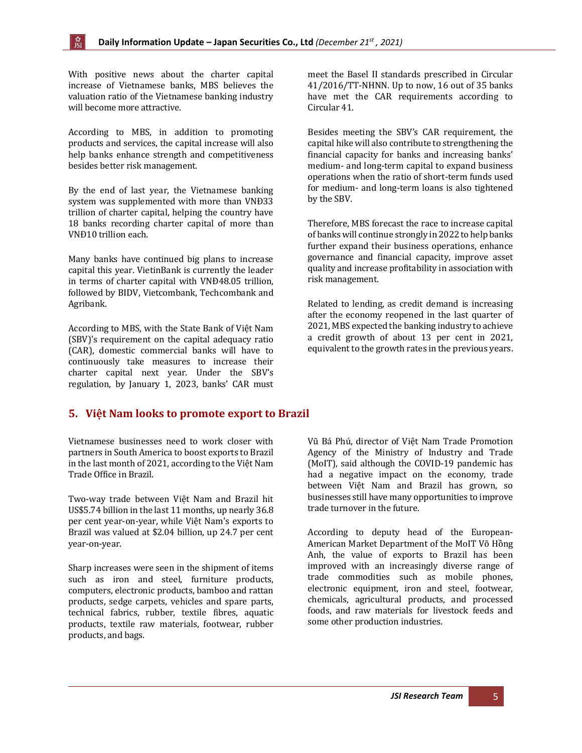With positive news about the charter capital increase of Vietnamese banks, MBS believes the valuation ratio of the Vietnamese banking industry will become more attractive.

According to MBS, in addition to promoting products and services, the capital increase will also help banks enhance strength and competitiveness besides better risk management.

By the end of last year, the Vietnamese banking system was supplemented with more than VNĐ33 trillion of charter capital, helping the country have 18 banks recording charter capital of more than VNĐ10 trillion each.

Many banks have continued big plans to increase capital this year. VietinBank is currently the leader in terms of charter capital with VNĐ48.05 trillion, followed by BIDV, Vietcombank, Techcombank and Agribank.

According to MBS, with the State Bank of Việt Nam (SBV)'s requirement on the capital adequacy ratio (CAR), domestic commercial banks will have to continuously take measures to increase their charter capital next year. Under the SBV's regulation, by January 1, 2023, banks' CAR must meet the Basel II standards prescribed in Circular 41/2016/TT-NHNN. Up to now, 16 out of 35 banks have met the CAR requirements according to Circular 41.

Besides meeting the SBV's CAR requirement, the capital hike will also contribute to strengthening the financial capacity for banks and increasing banks' medium- and long-term capital to expand business operations when the ratio of short-term funds used for medium- and long-term loans is also tightened by the SBV.

Therefore, MBS forecast the race to increase capital of banks will continue strongly in 2022 to help banks further expand their business operations, enhance governance and financial capacity, improve asset quality and increase profitability in association with risk management.

Related to lending, as credit demand is increasing after the economy reopened in the last quarter of 2021, MBS expected the banking industry to achieve a credit growth of about 13 per cent in 2021, equivalent to the growth rates in the previous years.

## 5. Việt Nam looks to promote export to Brazil

Vietnamese businesses need to work closer with partners in South America to boost exports to Brazil in the last month of 2021, according to the Việt Nam Trade Office in Brazil.

Two-way trade between Việt Nam and Brazil hit US$5.74 billion in the last 11 months, up nearly 36.8 per cent year-on-year, while Việt Nam's exports to Brazil was valued at $2.04 billion, up 24.7 per cent year-on-year.

Sharp increases were seen in the shipment of items such as iron and steel, furniture products, computers, electronic products, bamboo and rattan products, sedge carpets, vehicles and spare parts, technical fabrics, rubber, textile fibres, aquatic products, textile raw materials, footwear, rubber products, and bags.

Vũ Bá Phú, director of Việt Nam Trade Promotion Agency of the Ministry of Industry and Trade (MoIT), said although the COVID-19 pandemic has had a negative impact on the economy, trade between Việt Nam and Brazil has grown, so businesses still have many opportunities to improve trade turnover in the future.

According to deputy head of the European-American Market Department of the MoIT Võ Hồng Anh, the value of exports to Brazil has been improved with an increasingly diverse range of trade commodities such as mobile phones, electronic equipment, iron and steel, footwear, chemicals, agricultural products, and processed foods, and raw materials for livestock feeds and some other production industries.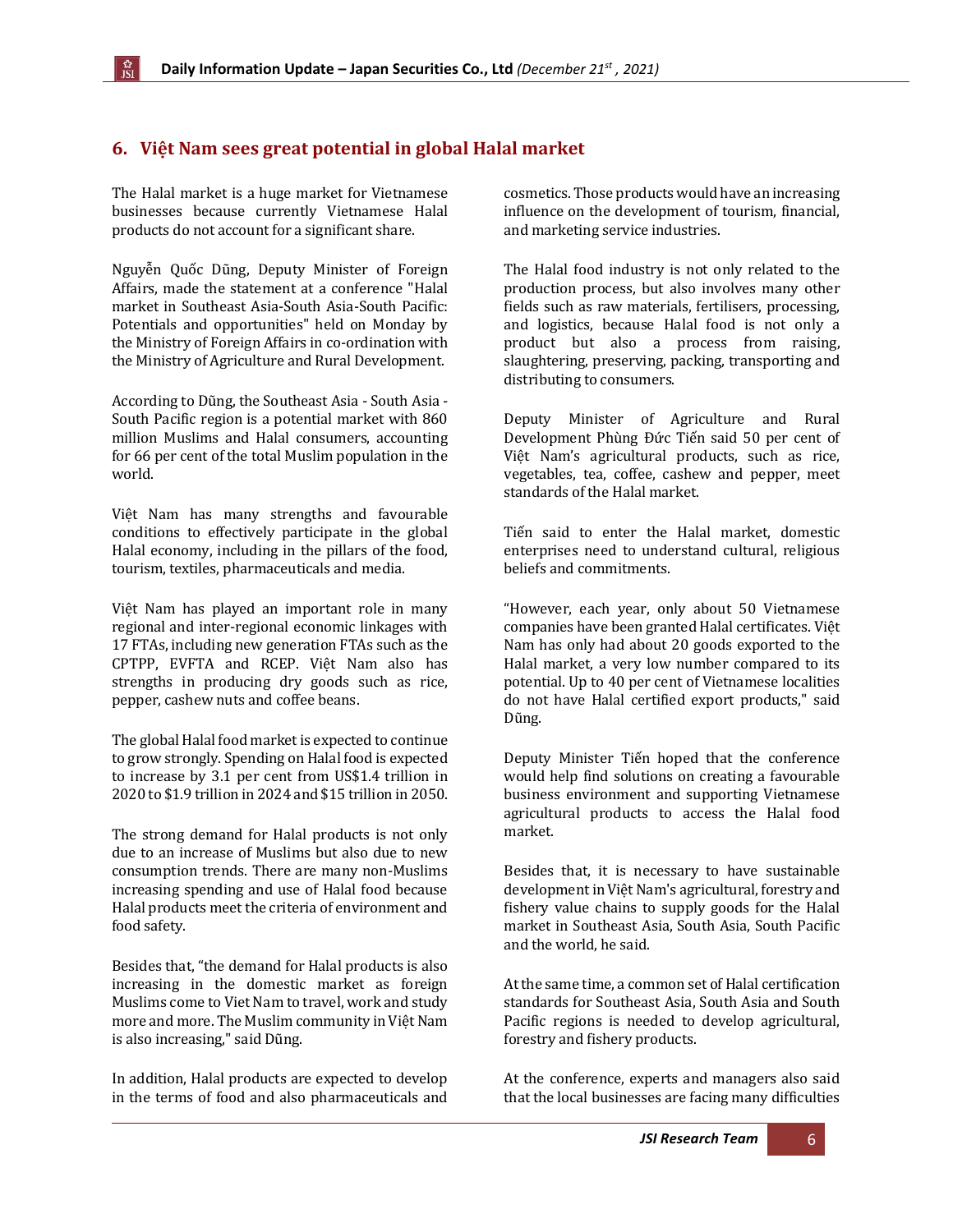## 6. Việt Nam sees great potential in global Halal market

The Halal market is a huge market for Vietnamese businesses because currently Vietnamese Halal products do not account for a significant share.

Nguyễn Quốc Dũng, Deputy Minister of Foreign Affairs, made the statement at a conference "Halal market in Southeast Asia-South Asia-South Pacific: Potentials and opportunities" held on Monday by the Ministry of Foreign Affairs in co-ordination with the Ministry of Agriculture and Rural Development.

According to Dũng, the Southeast Asia - South Asia - South Pacific region is a potential market with 860 million Muslims and Halal consumers, accounting for 66 per cent of the total Muslim population in the world.

Việt Nam has many strengths and favourable conditions to effectively participate in the global Halal economy, including in the pillars of the food, tourism, textiles, pharmaceuticals and media.

Việt Nam has played an important role in many regional and inter-regional economic linkages with 17 FTAs, including new generation FTAs such as the CPTPP, EVFTA and RCEP. Việt Nam also has strengths in producing dry goods such as rice, pepper, cashew nuts and coffee beans.

The global Halal food market is expected to continue to grow strongly. Spending on Halal food is expected to increase by 3.1 per cent from US$1.4 trillion in 2020 to $1.9 trillion in 2024 and $15 trillion in 2050.

The strong demand for Halal products is not only due to an increase of Muslims but also due to new consumption trends. There are many non-Muslims increasing spending and use of Halal food because Halal products meet the criteria of environment and food safety.

Besides that, "the demand for Halal products is also increasing in the domestic market as foreign Muslims come to Viet Nam to travel, work and study more and more. The Muslim community in Việt Nam is also increasing," said Dũng.

In addition, Halal products are expected to develop in the terms of food and also pharmaceuticals and cosmetics. Those products would have an increasing influence on the development of tourism, financial, and marketing service industries.

The Halal food industry is not only related to the production process, but also involves many other fields such as raw materials, fertilisers, processing, and logistics, because Halal food is not only a product but also a process from raising, slaughtering, preserving, packing, transporting and distributing to consumers.

Deputy Minister of Agriculture and Rural Development Phùng Đức Tiến said 50 per cent of Việt Nam's agricultural products, such as rice, vegetables, tea, coffee, cashew and pepper, meet standards of the Halal market.

Tiến said to enter the Halal market, domestic enterprises need to understand cultural, religious beliefs and commitments.

"However, each year, only about 50 Vietnamese companies have been granted Halal certificates. Việt Nam has only had about 20 goods exported to the Halal market, a very low number compared to its potential. Up to 40 per cent of Vietnamese localities do not have Halal certified export products," said Dũng.

Deputy Minister Tiến hoped that the conference would help find solutions on creating a favourable business environment and supporting Vietnamese agricultural products to access the Halal food market.

Besides that, it is necessary to have sustainable development in Việt Nam's agricultural, forestry and fishery value chains to supply goods for the Halal market in Southeast Asia, South Asia, South Pacific and the world, he said.

At the same time, a common set of Halal certification standards for Southeast Asia, South Asia and South Pacific regions is needed to develop agricultural, forestry and fishery products.

At the conference, experts and managers also said that the local businesses are facing many difficulties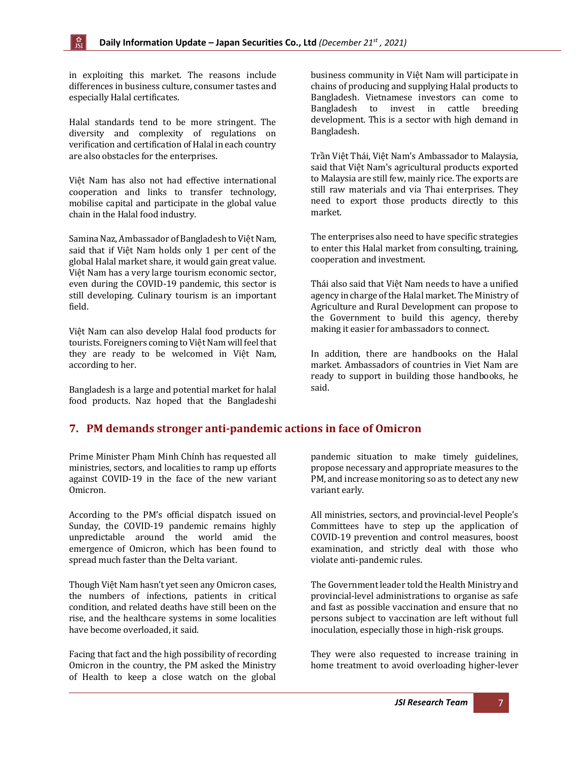in exploiting this market. The reasons include differences in business culture, consumer tastes and especially Halal certificates.

Halal standards tend to be more stringent. The diversity and complexity of regulations on verification and certification of Halal in each country are also obstacles for the enterprises.

Việt Nam has also not had effective international cooperation and links to transfer technology, mobilise capital and participate in the global value chain in the Halal food industry.

Samina Naz, Ambassador of Bangladesh to Việt Nam, said that if Việt Nam holds only 1 per cent of the global Halal market share, it would gain great value. Việt Nam has a very large tourism economic sector, even during the COVID-19 pandemic, this sector is still developing. Culinary tourism is an important field.

Việt Nam can also develop Halal food products for tourists. Foreigners coming to Việt Nam will feel that they are ready to be welcomed in Việt Nam, according to her.

Bangladesh is a large and potential market for halal food products. Naz hoped that the Bangladeshi business community in Việt Nam will participate in chains of producing and supplying Halal products to Bangladesh. Vietnamese investors can come to Bangladesh to invest in cattle breeding development. This is a sector with high demand in Bangladesh.

Trần Việt Thái, Việt Nam's Ambassador to Malaysia, said that Việt Nam's agricultural products exported to Malaysia are still few, mainly rice. The exports are still raw materials and via Thai enterprises. They need to export those products directly to this market.

The enterprises also need to have specific strategies to enter this Halal market from consulting, training, cooperation and investment.

Thái also said that Việt Nam needs to have a unified agency in charge of the Halal market. The Ministry of Agriculture and Rural Development can propose to the Government to build this agency, thereby making it easier for ambassadors to connect.

In addition, there are handbooks on the Halal market. Ambassadors of countries in Viet Nam are ready to support in building those handbooks, he said.

## 7. PM demands stronger anti-pandemic actions in face of Omicron

Prime Minister Phạm Minh Chính has requested all ministries, sectors, and localities to ramp up efforts against COVID-19 in the face of the new variant Omicron.

According to the PM's official dispatch issued on Sunday, the COVID-19 pandemic remains highly unpredictable around the world amid the emergence of Omicron, which has been found to spread much faster than the Delta variant.

Though Việt Nam hasn't yet seen any Omicron cases, the numbers of infections, patients in critical condition, and related deaths have still been on the rise, and the healthcare systems in some localities have become overloaded, it said.

Facing that fact and the high possibility of recording Omicron in the country, the PM asked the Ministry of Health to keep a close watch on the global pandemic situation to make timely guidelines, propose necessary and appropriate measures to the PM, and increase monitoring so as to detect any new variant early.

All ministries, sectors, and provincial-level People's Committees have to step up the application of COVID-19 prevention and control measures, boost examination, and strictly deal with those who violate anti-pandemic rules.

The Government leader told the Health Ministry and provincial-level administrations to organise as safe and fast as possible vaccination and ensure that no persons subject to vaccination are left without full inoculation, especially those in high-risk groups.

They were also requested to increase training in home treatment to avoid overloading higher-lever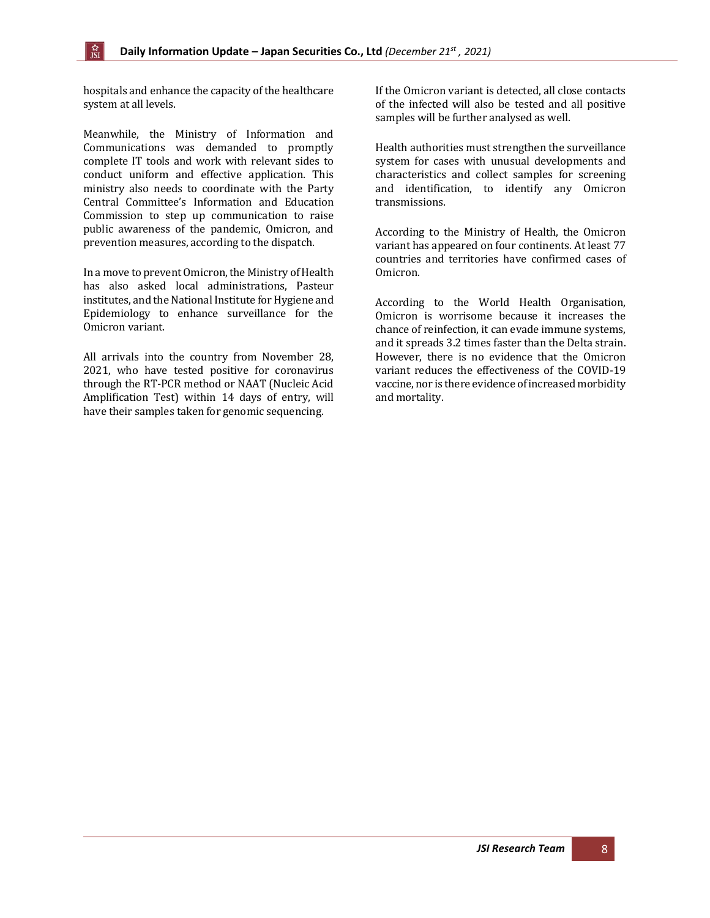hospitals and enhance the capacity of the healthcare system at all levels.

Meanwhile, the Ministry of Information and Communications was demanded to promptly complete IT tools and work with relevant sides to conduct uniform and effective application. This ministry also needs to coordinate with the Party Central Committee's Information and Education Commission to step up communication to raise public awareness of the pandemic, Omicron, and prevention measures, according to the dispatch.

In a move to prevent Omicron, the Ministry of Health has also asked local administrations, Pasteur institutes, and the National Institute for Hygiene and Epidemiology to enhance surveillance for the Omicron variant.

All arrivals into the country from November 28, 2021, who have tested positive for coronavirus through the RT-PCR method or NAAT (Nucleic Acid Amplification Test) within 14 days of entry, will have their samples taken for genomic sequencing.

If the Omicron variant is detected, all close contacts of the infected will also be tested and all positive samples will be further analysed as well.

Health authorities must strengthen the surveillance system for cases with unusual developments and characteristics and collect samples for screening and identification, to identify any Omicron transmissions.

According to the Ministry of Health, the Omicron variant has appeared on four continents. At least 77 countries and territories have confirmed cases of Omicron.

According to the World Health Organisation, Omicron is worrisome because it increases the chance of reinfection, it can evade immune systems, and it spreads 3.2 times faster than the Delta strain. However, there is no evidence that the Omicron variant reduces the effectiveness of the COVID-19 vaccine, nor is there evidence of increased morbidity and mortality.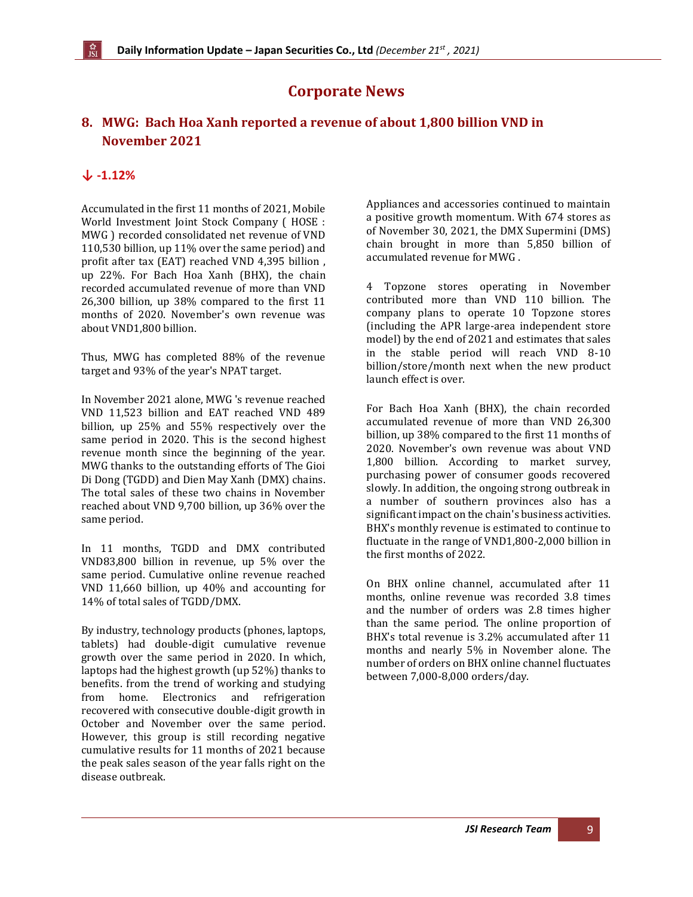# Corporate News

## 8. MWG: Bach Hoa Xanh reported a revenue of about 1,800 billion VND in November 2021

**↓ -1.12%**

Accumulated in the first 11 months of 2021, Mobile World Investment Joint Stock Company ( HOSE : MWG ) recorded consolidated net revenue of VND 110,530 billion, up 11% over the same period) and profit after tax (EAT) reached VND 4,395 billion , up 22%. For Bach Hoa Xanh (BHX), the chain recorded accumulated revenue of more than VND 26,300 billion, up 38% compared to the first 11 months of 2020. November's own revenue was about VND1,800 billion.

Thus, MWG has completed 88% of the revenue target and 93% of the year's NPAT target.

In November 2021 alone, MWG 's revenue reached VND 11,523 billion and EAT reached VND 489 billion, up 25% and 55% respectively over the same period in 2020. This is the second highest revenue month since the beginning of the year. MWG thanks to the outstanding efforts of The Gioi Di Dong (TGDD) and Dien May Xanh (DMX) chains. The total sales of these two chains in November reached about VND 9,700 billion, up 36% over the same period.

In 11 months, TGDD and DMX contributed VND83,800 billion in revenue, up 5% over the same period. Cumulative online revenue reached VND 11,660 billion, up 40% and accounting for 14% of total sales of TGDD/DMX.

By industry, technology products (phones, laptops, tablets) had double-digit cumulative revenue growth over the same period in 2020. In which, laptops had the highest growth (up 52%) thanks to benefits. from the trend of working and studying from home. Electronics and refrigeration recovered with consecutive double-digit growth in October and November over the same period. However, this group is still recording negative cumulative results for 11 months of 2021 because the peak sales season of the year falls right on the disease outbreak.

Appliances and accessories continued to maintain a positive growth momentum. With 674 stores as of November 30, 2021, the DMX Supermini (DMS) chain brought in more than 5,850 billion of accumulated revenue for MWG .

4 Topzone stores operating in November contributed more than VND 110 billion. The company plans to operate 10 Topzone stores (including the APR large-area independent store model) by the end of 2021 and estimates that sales in the stable period will reach VND 8-10 billion/store/month next when the new product launch effect is over.

For Bach Hoa Xanh (BHX), the chain recorded accumulated revenue of more than VND 26,300 billion, up 38% compared to the first 11 months of 2020. November's own revenue was about VND 1,800 billion. According to market survey, purchasing power of consumer goods recovered slowly. In addition, the ongoing strong outbreak in a number of southern provinces also has a significant impact on the chain's business activities. BHX's monthly revenue is estimated to continue to fluctuate in the range of VND1,800-2,000 billion in the first months of 2022.

On BHX online channel, accumulated after 11 months, online revenue was recorded 3.8 times and the number of orders was 2.8 times higher than the same period. The online proportion of BHX's total revenue is 3.2% accumulated after 11 months and nearly 5% in November alone. The number of orders on BHX online channel fluctuates between 7,000-8,000 orders/day.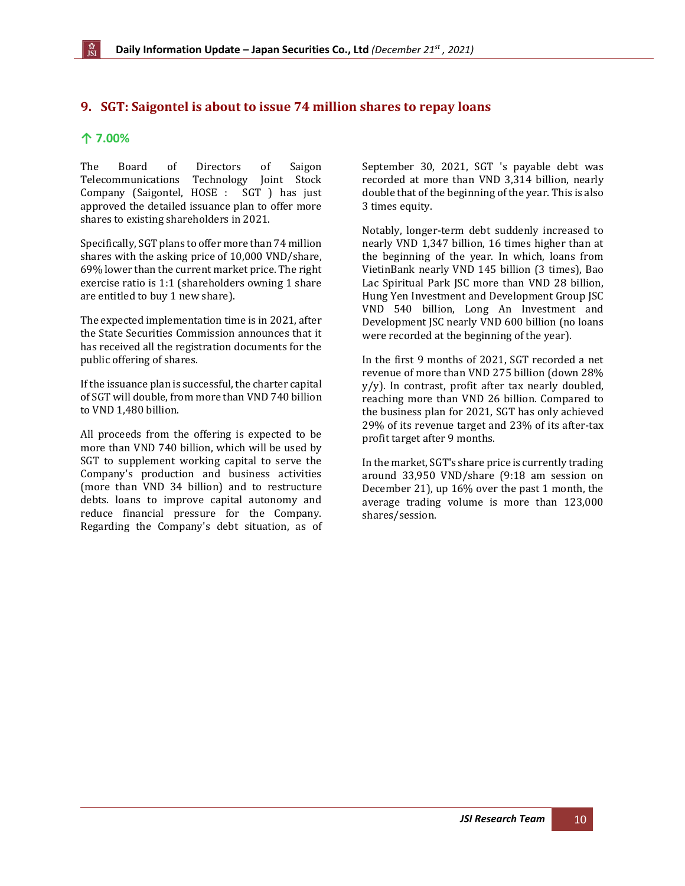## 9. SGT: Saigontel is about to issue 74 million shares to repay loans

**↑ 7.00%**

The Board of Directors of Saigon Telecommunications Technology Joint Stock Company (Saigontel, HOSE : SGT ) has just approved the detailed issuance plan to offer more shares to existing shareholders in 2021.

Specifically, SGT plans to offer more than 74 million shares with the asking price of 10,000 VND/share, 69% lower than the current market price. The right exercise ratio is 1:1 (shareholders owning 1 share are entitled to buy 1 new share).

The expected implementation time is in 2021, after the State Securities Commission announces that it has received all the registration documents for the public offering of shares.

If the issuance plan is successful, the charter capital of SGT will double, from more than VND 740 billion to VND 1,480 billion.

All proceeds from the offering is expected to be more than VND 740 billion, which will be used by SGT to supplement working capital to serve the Company's production and business activities (more than VND 34 billion) and to restructure debts. loans to improve capital autonomy and reduce financial pressure for the Company. Regarding the Company's debt situation, as of September 30, 2021, SGT 's payable debt was recorded at more than VND 3,314 billion, nearly double that of the beginning of the year. This is also 3 times equity.

Notably, longer-term debt suddenly increased to nearly VND 1,347 billion, 16 times higher than at the beginning of the year. In which, loans from VietinBank nearly VND 145 billion (3 times), Bao Lac Spiritual Park JSC more than VND 28 billion, Hung Yen Investment and Development Group JSC VND 540 billion, Long An Investment and Development JSC nearly VND 600 billion (no loans were recorded at the beginning of the year).

In the first 9 months of 2021, SGT recorded a net revenue of more than VND 275 billion (down 28% y/y). In contrast, profit after tax nearly doubled, reaching more than VND 26 billion. Compared to the business plan for 2021, SGT has only achieved 29% of its revenue target and 23% of its after-tax profit target after 9 months.

In the market, SGT's share price is currently trading around 33,950 VND/share (9:18 am session on December 21), up 16% over the past 1 month, the average trading volume is more than 123,000 shares/session.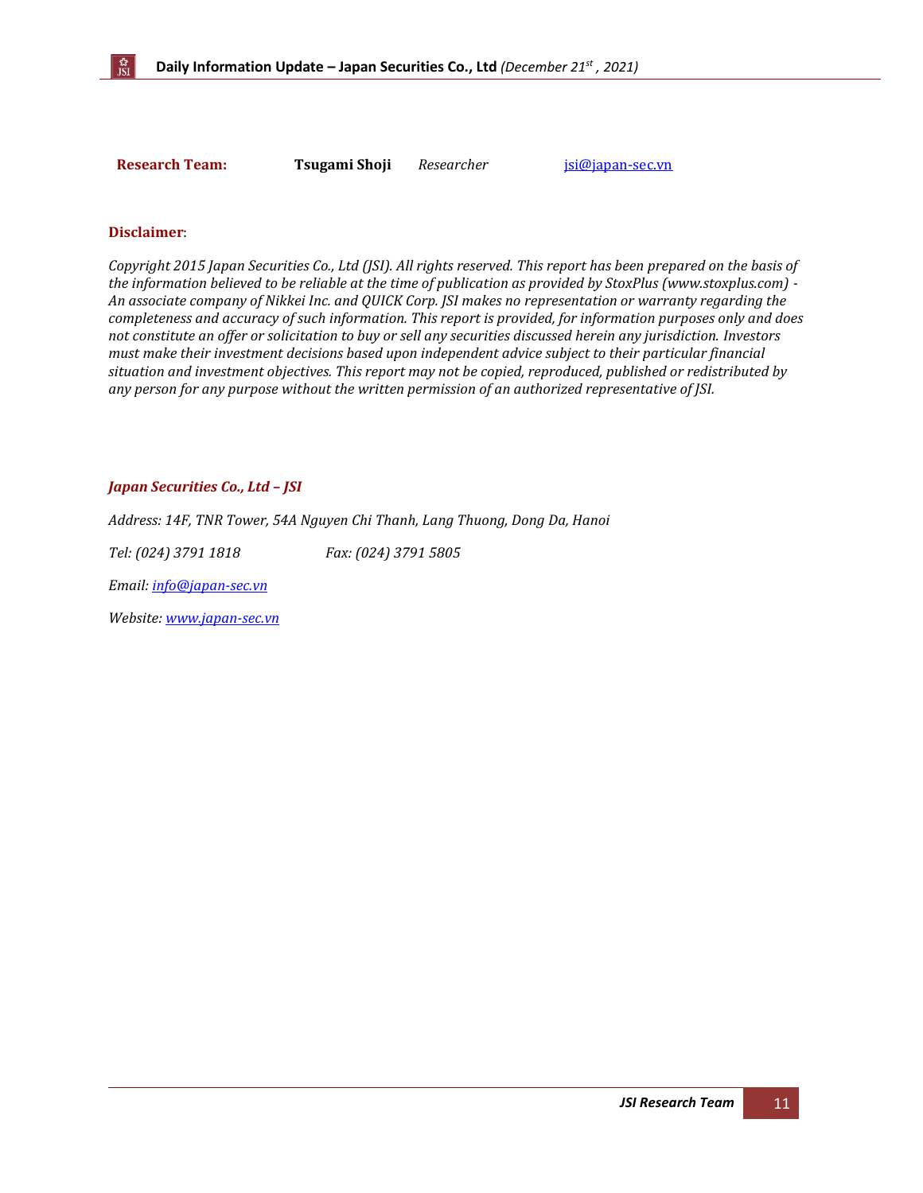**Research Team:** **Tsugami Shoji** *Researcher* jsi@japan-sec.vn

**Disclaimer**:

*Copyright 2015 Japan Securities Co., Ltd (JSI). All rights reserved. This report has been prepared on the basis of the information believed to be reliable at the time of publication as provided by StoxPlus (www.stoxplus.com) - An associate company of Nikkei Inc. and QUICK Corp. JSI makes no representation or warranty regarding the completeness and accuracy of such information. This report is provided, for information purposes only and does not constitute an offer or solicitation to buy or sell any securities discussed herein any jurisdiction. Investors must make their investment decisions based upon independent advice subject to their particular financial situation and investment objectives. This report may not be copied, reproduced, published or redistributed by any person for any purpose without the written permission of an authorized representative of JSI.*

***Japan Securities Co., Ltd – JSI***

*Address: 14F, TNR Tower, 54A Nguyen Chi Thanh, Lang Thuong, Dong Da, Hanoi*

*Tel: (024) 3791 1818* *Fax: (024) 3791 5805*

*Email: info@japan-sec.vn*

*Website: www.japan-sec.vn*